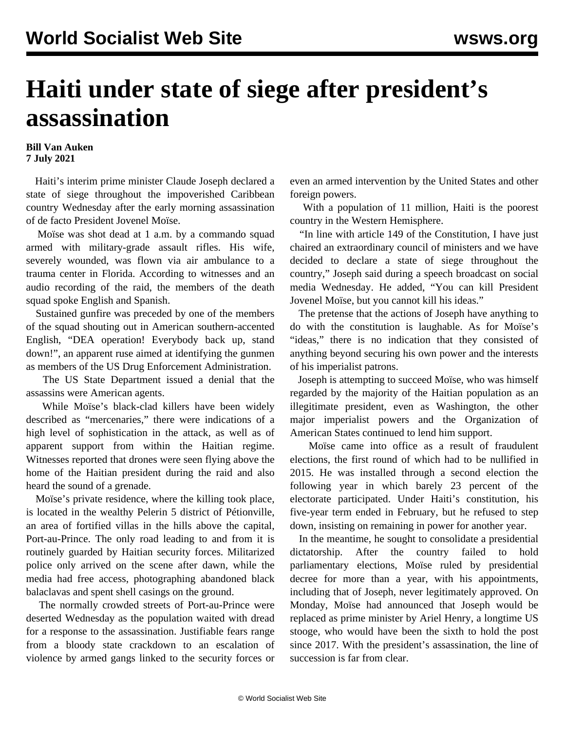# Haiti under state of siege after president's assassination

**Bill Van Auken**
**7 July 2021**

Haiti's interim prime minister Claude Joseph declared a state of siege throughout the impoverished Caribbean country Wednesday after the early morning assassination of de facto President Jovenel Moïse.

Moïse was shot dead at 1 a.m. by a commando squad armed with military-grade assault rifles. His wife, severely wounded, was flown via air ambulance to a trauma center in Florida. According to witnesses and an audio recording of the raid, the members of the death squad spoke English and Spanish.

Sustained gunfire was preceded by one of the members of the squad shouting out in American southern-accented English, "DEA operation! Everybody back up, stand down!", an apparent ruse aimed at identifying the gunmen as members of the US Drug Enforcement Administration.

The US State Department issued a denial that the assassins were American agents.

While Moïse's black-clad killers have been widely described as "mercenaries," there were indications of a high level of sophistication in the attack, as well as of apparent support from within the Haitian regime. Witnesses reported that drones were seen flying above the home of the Haitian president during the raid and also heard the sound of a grenade.

Moïse's private residence, where the killing took place, is located in the wealthy Pelerin 5 district of Pétionville, an area of fortified villas in the hills above the capital, Port-au-Prince. The only road leading to and from it is routinely guarded by Haitian security forces. Militarized police only arrived on the scene after dawn, while the media had free access, photographing abandoned black balaclavas and spent shell casings on the ground.

The normally crowded streets of Port-au-Prince were deserted Wednesday as the population waited with dread for a response to the assassination. Justifiable fears range from a bloody state crackdown to an escalation of violence by armed gangs linked to the security forces or even an armed intervention by the United States and other foreign powers.

With a population of 11 million, Haiti is the poorest country in the Western Hemisphere.

"In line with article 149 of the Constitution, I have just chaired an extraordinary council of ministers and we have decided to declare a state of siege throughout the country," Joseph said during a speech broadcast on social media Wednesday. He added, "You can kill President Jovenel Moïse, but you cannot kill his ideas."

The pretense that the actions of Joseph have anything to do with the constitution is laughable. As for Moïse's "ideas," there is no indication that they consisted of anything beyond securing his own power and the interests of his imperialist patrons.

Joseph is attempting to succeed Moïse, who was himself regarded by the majority of the Haitian population as an illegitimate president, even as Washington, the other major imperialist powers and the Organization of American States continued to lend him support.

Moïse came into office as a result of fraudulent elections, the first round of which had to be nullified in 2015. He was installed through a second election the following year in which barely 23 percent of the electorate participated. Under Haiti's constitution, his five-year term ended in February, but he refused to step down, insisting on remaining in power for another year.

In the meantime, he sought to consolidate a presidential dictatorship. After the country failed to hold parliamentary elections, Moïse ruled by presidential decree for more than a year, with his appointments, including that of Joseph, never legitimately approved. On Monday, Moïse had announced that Joseph would be replaced as prime minister by Ariel Henry, a longtime US stooge, who would have been the sixth to hold the post since 2017. With the president's assassination, the line of succession is far from clear.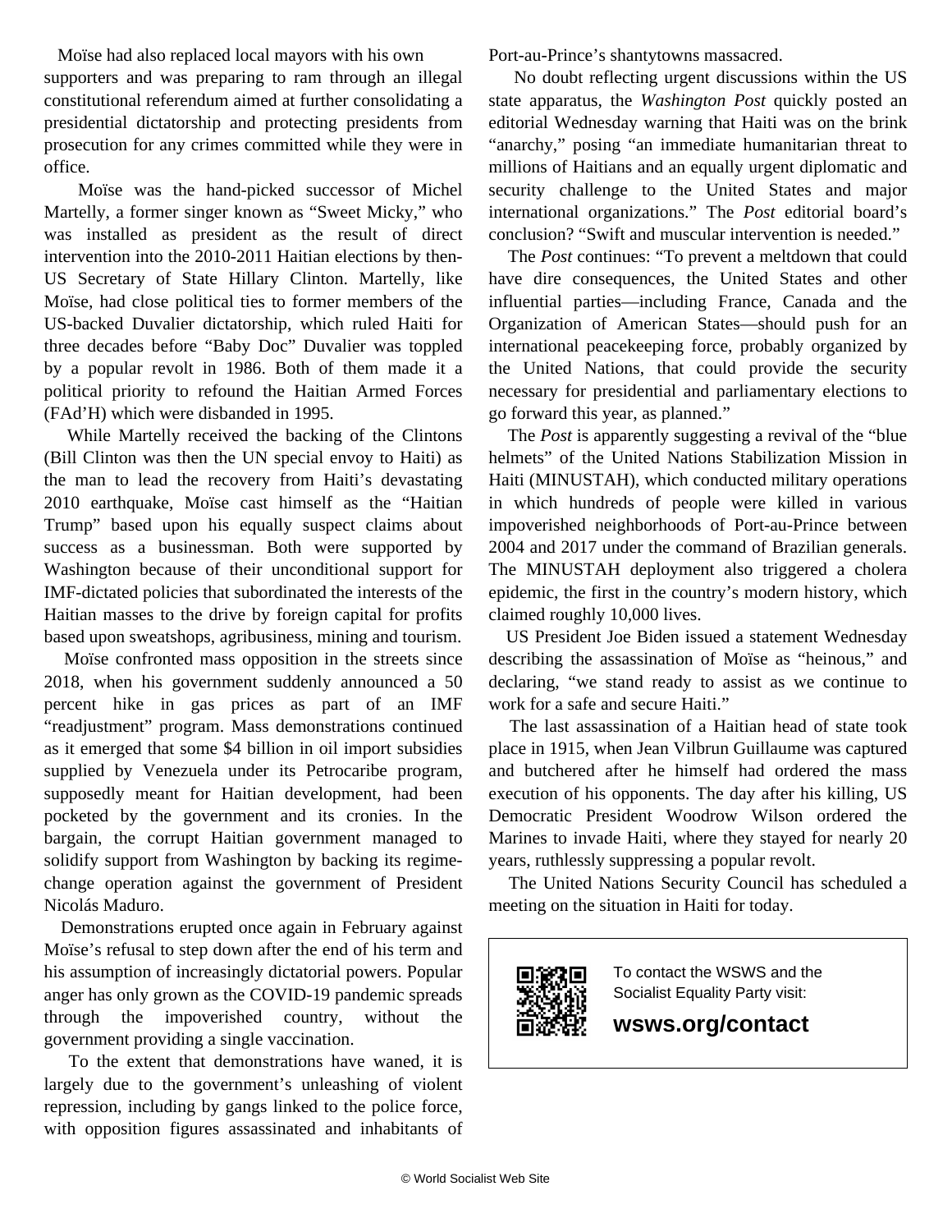Moïse had also replaced local mayors with his own supporters and was preparing to ram through an illegal constitutional referendum aimed at further consolidating a presidential dictatorship and protecting presidents from prosecution for any crimes committed while they were in office.

Moïse was the hand-picked successor of Michel Martelly, a former singer known as "Sweet Micky," who was installed as president as the result of direct intervention into the 2010-2011 Haitian elections by then-US Secretary of State Hillary Clinton. Martelly, like Moïse, had close political ties to former members of the US-backed Duvalier dictatorship, which ruled Haiti for three decades before "Baby Doc" Duvalier was toppled by a popular revolt in 1986. Both of them made it a political priority to refound the Haitian Armed Forces (FAd'H) which were disbanded in 1995.

While Martelly received the backing of the Clintons (Bill Clinton was then the UN special envoy to Haiti) as the man to lead the recovery from Haiti's devastating 2010 earthquake, Moïse cast himself as the "Haitian Trump" based upon his equally suspect claims about success as a businessman. Both were supported by Washington because of their unconditional support for IMF-dictated policies that subordinated the interests of the Haitian masses to the drive by foreign capital for profits based upon sweatshops, agribusiness, mining and tourism.

Moïse confronted mass opposition in the streets since 2018, when his government suddenly announced a 50 percent hike in gas prices as part of an IMF "readjustment" program. Mass demonstrations continued as it emerged that some $4 billion in oil import subsidies supplied by Venezuela under its Petrocaribe program, supposedly meant for Haitian development, had been pocketed by the government and its cronies. In the bargain, the corrupt Haitian government managed to solidify support from Washington by backing its regime-change operation against the government of President Nicolás Maduro.

Demonstrations erupted once again in February against Moïse's refusal to step down after the end of his term and his assumption of increasingly dictatorial powers. Popular anger has only grown as the COVID-19 pandemic spreads through the impoverished country, without the government providing a single vaccination.

To the extent that demonstrations have waned, it is largely due to the government's unleashing of violent repression, including by gangs linked to the police force, with opposition figures assassinated and inhabitants of Port-au-Prince's shantytowns massacred.

No doubt reflecting urgent discussions within the US state apparatus, the *Washington Post* quickly posted an editorial Wednesday warning that Haiti was on the brink "anarchy," posing "an immediate humanitarian threat to millions of Haitians and an equally urgent diplomatic and security challenge to the United States and major international organizations." The *Post* editorial board's conclusion? "Swift and muscular intervention is needed."

The *Post* continues: "To prevent a meltdown that could have dire consequences, the United States and other influential parties—including France, Canada and the Organization of American States—should push for an international peacekeeping force, probably organized by the United Nations, that could provide the security necessary for presidential and parliamentary elections to go forward this year, as planned."

The *Post* is apparently suggesting a revival of the "blue helmets" of the United Nations Stabilization Mission in Haiti (MINUSTAH), which conducted military operations in which hundreds of people were killed in various impoverished neighborhoods of Port-au-Prince between 2004 and 2017 under the command of Brazilian generals. The MINUSTAH deployment also triggered a cholera epidemic, the first in the country's modern history, which claimed roughly 10,000 lives.

US President Joe Biden issued a statement Wednesday describing the assassination of Moïse as "heinous," and declaring, "we stand ready to assist as we continue to work for a safe and secure Haiti."

The last assassination of a Haitian head of state took place in 1915, when Jean Vilbrun Guillaume was captured and butchered after he himself had ordered the mass execution of his opponents. The day after his killing, US Democratic President Woodrow Wilson ordered the Marines to invade Haiti, where they stayed for nearly 20 years, ruthlessly suppressing a popular revolt.

The United Nations Security Council has scheduled a meeting on the situation in Haiti for today.

To contact the WSWS and the Socialist Equality Party visit:

**wsws.org/contact**